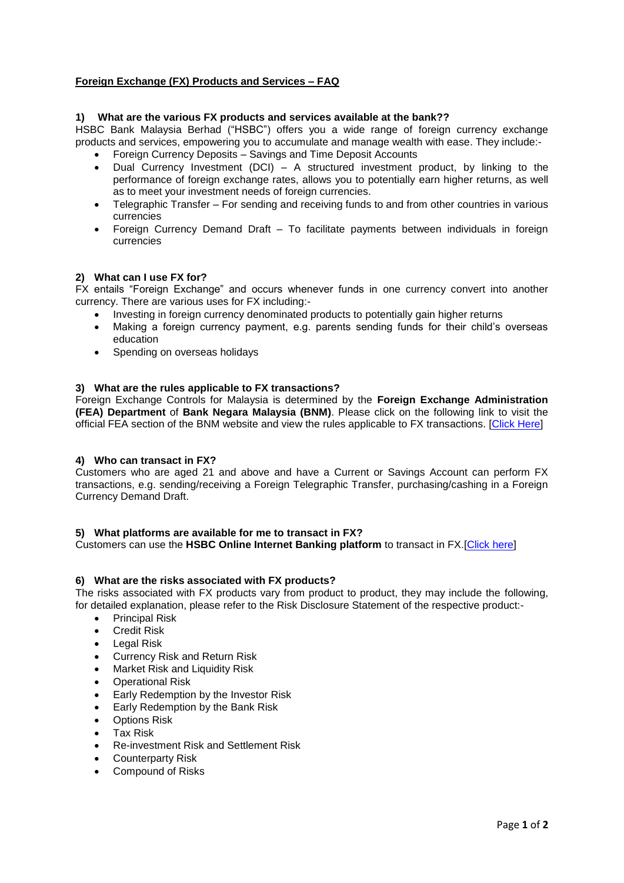**Foreign Exchange (FX) Products and Services – FAQ**

**1) What are the various FX products and services available at the bank??**

HSBC Bank Malaysia Berhad ("HSBC") offers you a wide range of foreign currency exchange products and services, empowering you to accumulate and manage wealth with ease. They include:-

- Foreign Currency Deposits – Savings and Time Deposit Accounts
- Dual Currency Investment (DCI) – A structured investment product, by linking to the performance of foreign exchange rates, allows you to potentially earn higher returns, as well as to meet your investment needs of foreign currencies.
- Telegraphic Transfer – For sending and receiving funds to and from other countries in various currencies
- Foreign Currency Demand Draft – To facilitate payments between individuals in foreign currencies

**2) What can I use FX for?**

FX entails "Foreign Exchange" and occurs whenever funds in one currency convert into another currency. There are various uses for FX including:-

- Investing in foreign currency denominated products to potentially gain higher returns
- Making a foreign currency payment, e.g. parents sending funds for their child's overseas education
- Spending on overseas holidays

**3) What are the rules applicable to FX transactions?**

Foreign Exchange Controls for Malaysia is determined by the **Foreign Exchange Administration (FEA) Department** of **Bank Negara Malaysia (BNM)**. Please click on the following link to visit the official FEA section of the BNM website and view the rules applicable to FX transactions. [Click Here]

**4) Who can transact in FX?**

Customers who are aged 21 and above and have a Current or Savings Account can perform FX transactions, e.g. sending/receiving a Foreign Telegraphic Transfer, purchasing/cashing in a Foreign Currency Demand Draft.

**5) What platforms are available for me to transact in FX?**

Customers can use the **HSBC Online Internet Banking platform** to transact in FX.[Click here]

**6) What are the risks associated with FX products?**

The risks associated with FX products vary from product to product, they may include the following, for detailed explanation, please refer to the Risk Disclosure Statement of the respective product:-

- Principal Risk
- Credit Risk
- Legal Risk
- Currency Risk and Return Risk
- Market Risk and Liquidity Risk
- Operational Risk
- Early Redemption by the Investor Risk
- Early Redemption by the Bank Risk
- Options Risk
- Tax Risk
- Re-investment Risk and Settlement Risk
- Counterparty Risk
- Compound of Risks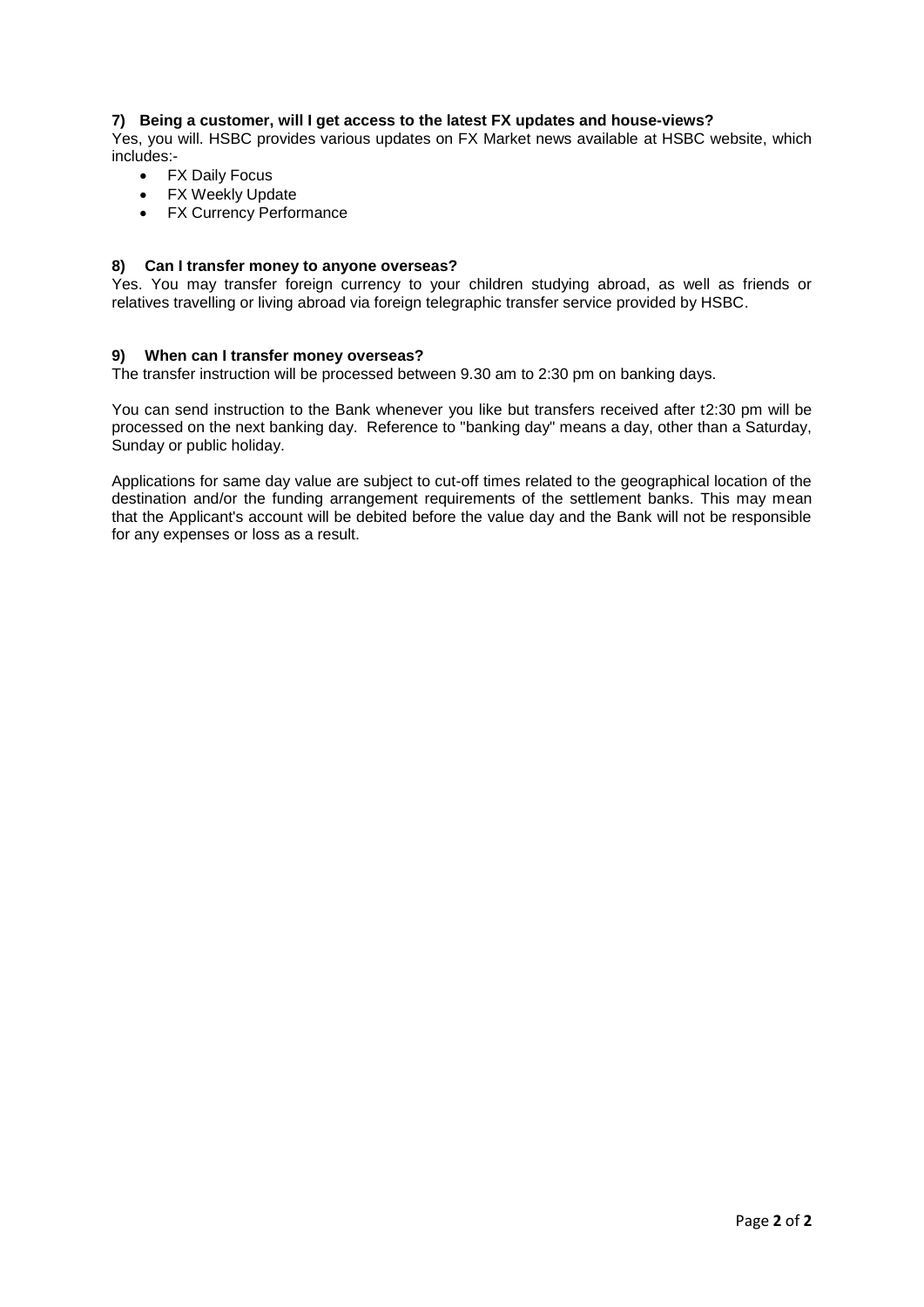### 7) Being a customer, will I get access to the latest FX updates and house-views?

Yes, you will. HSBC provides various updates on FX Market news available at HSBC website, which includes:-

- FX Daily Focus
- FX Weekly Update
- FX Currency Performance

### 8) Can I transfer money to anyone overseas?

Yes. You may transfer foreign currency to your children studying abroad, as well as friends or relatives travelling or living abroad via foreign telegraphic transfer service provided by HSBC.

### 9) When can I transfer money overseas?

The transfer instruction will be processed between 9.30 am to 2:30 pm on banking days.

You can send instruction to the Bank whenever you like but transfers received after t2:30 pm will be processed on the next banking day. Reference to "banking day" means a day, other than a Saturday, Sunday or public holiday.

Applications for same day value are subject to cut-off times related to the geographical location of the destination and/or the funding arrangement requirements of the settlement banks. This may mean that the Applicant's account will be debited before the value day and the Bank will not be responsible for any expenses or loss as a result.